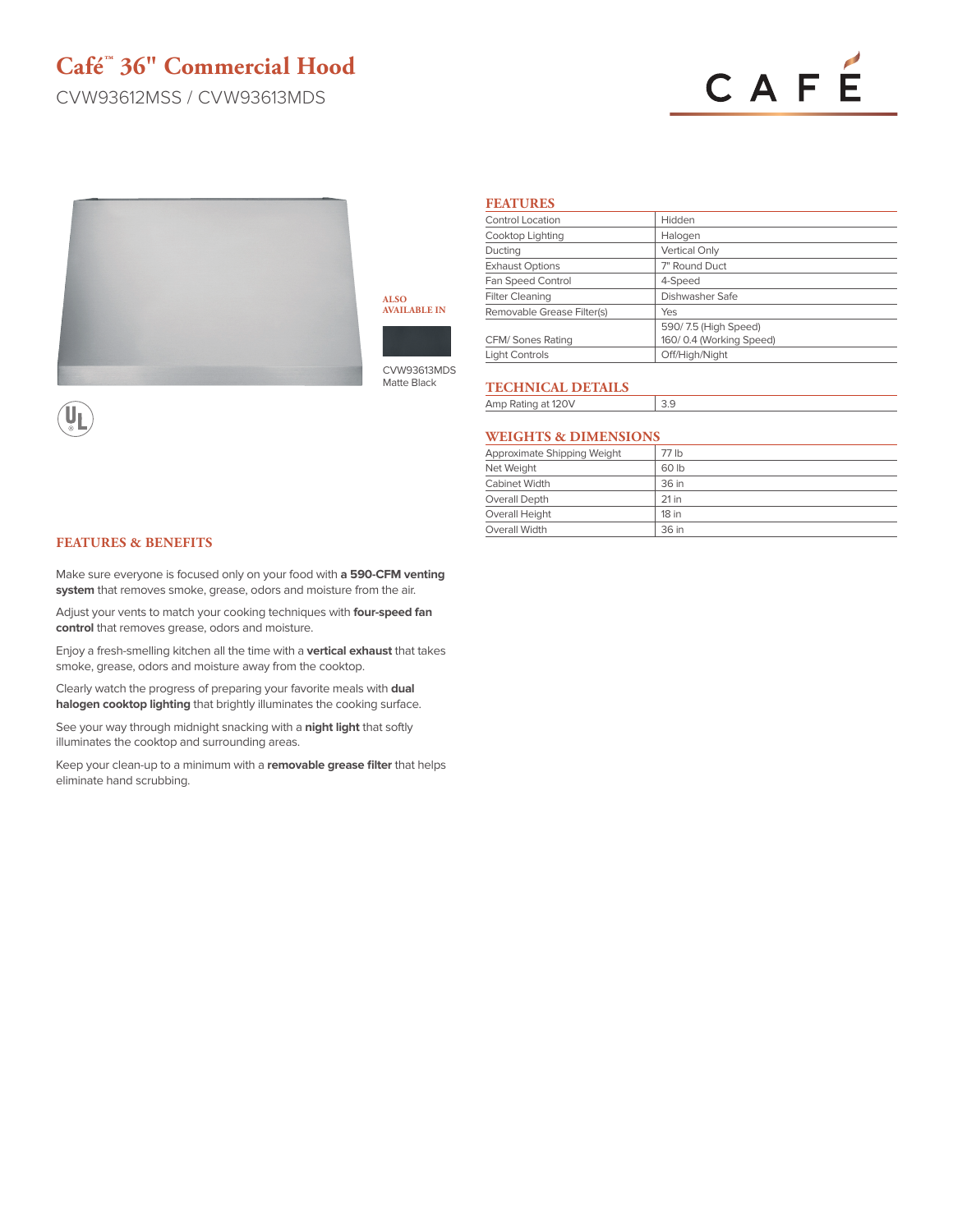# Café™ 36" Commercial Hood

CVW93612MSS / CVW93613MDS

CAFÉ

ALSO AVAILABLE IN

CVW93613MDS
Matte Black

## FEATURES

| Feature | Value |
|---|---|
| Control Location | Hidden |
| Cooktop Lighting | Halogen |
| Ducting | Vertical Only |
| Exhaust Options | 7" Round Duct |
| Fan Speed Control | 4-Speed |
| Filter Cleaning | Dishwasher Safe |
| Removable Grease Filter(s) | Yes |
| CFM/ Sones Rating | 590/ 7.5 (High Speed)<br>160/ 0.4 (Working Speed) |
| Light Controls | Off/High/Night |

## TECHNICAL DETAILS

| Detail | Value |
|---|---|
| Amp Rating at 120V | 3.9 |

## WEIGHTS & DIMENSIONS

| Dimension | Value |
|---|---|
| Approximate Shipping Weight | 77 lb |
| Net Weight | 60 lb |
| Cabinet Width | 36 in |
| Overall Depth | 21 in |
| Overall Height | 18 in |
| Overall Width | 36 in |

## FEATURES & BENEFITS

Make sure everyone is focused only on your food with **a 590-CFM venting system** that removes smoke, grease, odors and moisture from the air.

Adjust your vents to match your cooking techniques with **four-speed fan control** that removes grease, odors and moisture.

Enjoy a fresh-smelling kitchen all the time with a **vertical exhaust** that takes smoke, grease, odors and moisture away from the cooktop.

Clearly watch the progress of preparing your favorite meals with **dual halogen cooktop lighting** that brightly illuminates the cooking surface.

See your way through midnight snacking with a **night light** that softly illuminates the cooktop and surrounding areas.

Keep your clean-up to a minimum with a **removable grease filter** that helps eliminate hand scrubbing.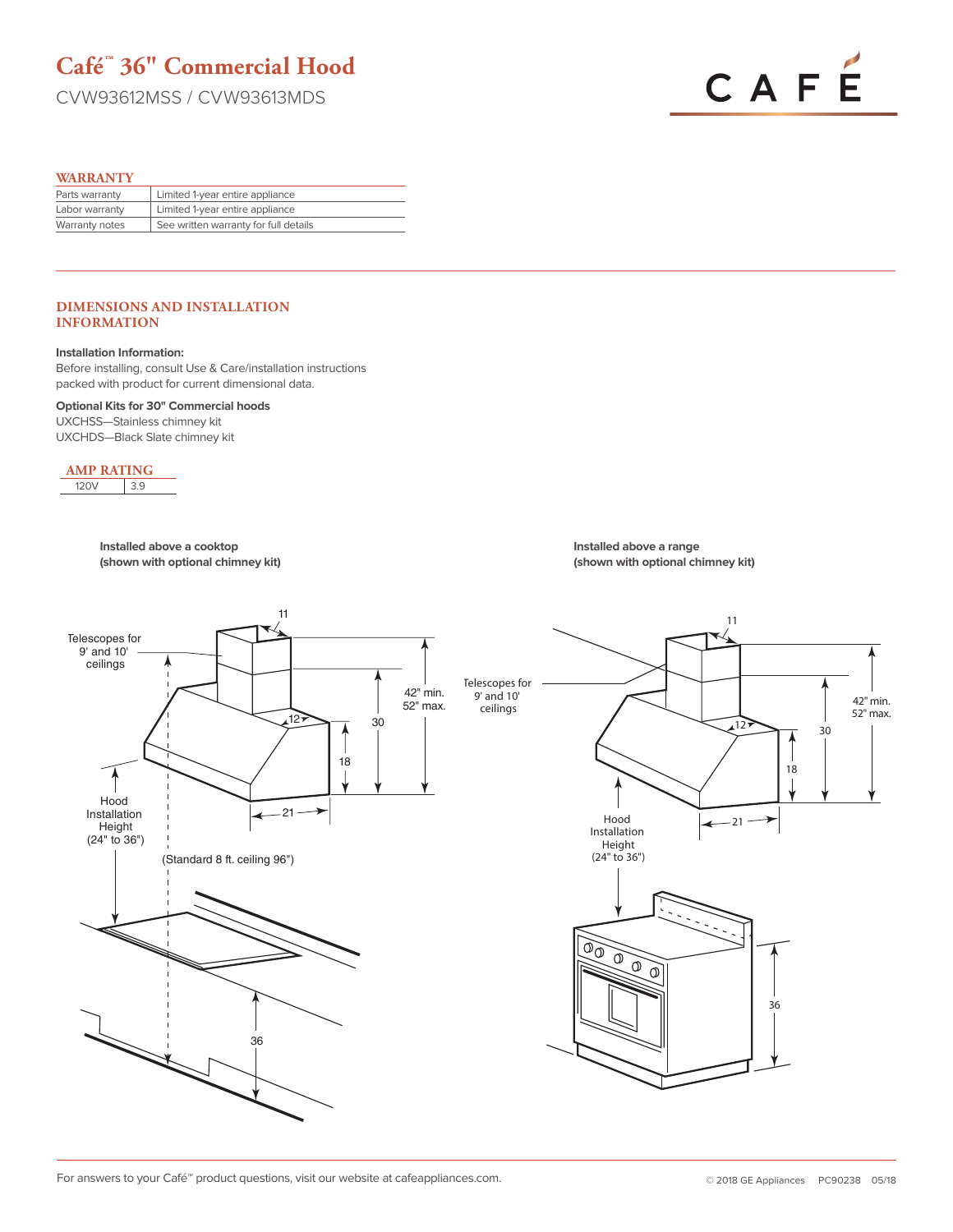# Café™ 36" Commercial Hood

CVW93612MSS / CVW93613MDS

CAFÉ

## WARRANTY

| | |
|---|---|
| Parts warranty | Limited 1-year entire appliance |
| Labor warranty | Limited 1-year entire appliance |
| Warranty notes | See written warranty for full details |

## DIMENSIONS AND INSTALLATION INFORMATION

**Installation Information:**
Before installing, consult Use & Care/installation instructions packed with product for current dimensional data.

**Optional Kits for 30" Commercial hoods**
UXCHSS—Stainless chimney kit
UXCHDS—Black Slate chimney kit

## AMP RATING

| | |
|---|---|
| 120V | 3.9 |

**Installed above a cooktop (shown with optional chimney kit)**

Telescopes for 9' and 10' ceilings
11
12
42" min.
52" max.
30
18
21
Hood Installation Height (24" to 36")
(Standard 8 ft. ceiling 96")
36

**Installed above a range (shown with optional chimney kit)**

Telescopes for 9' and 10' ceilings
11
12
42" min.
52" max.
30
18
21
Hood Installation Height (24" to 36")
36

For answers to your Café™ product questions, visit our website at cafeappliances.com.

© 2018 GE Appliances PC90238 05/18